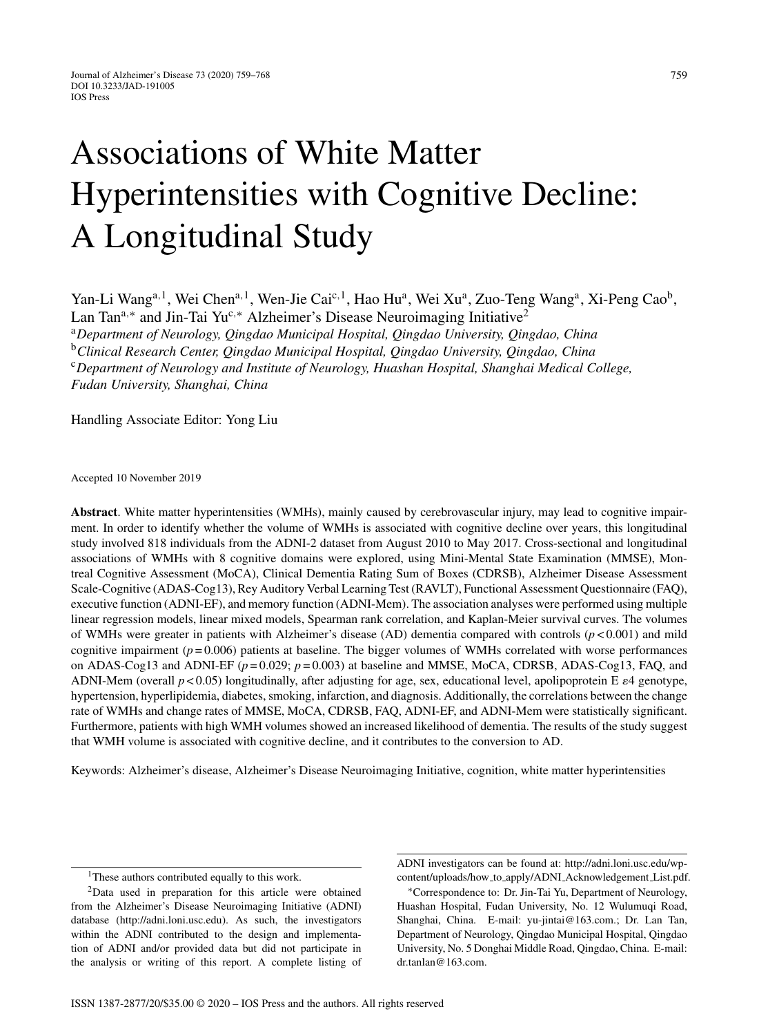# Associations of White Matter Hyperintensities with Cognitive Decline: A Longitudinal Study

Yan-Li Wang[a,1], Wei Chen[a,1], Wen-Jie Cai[c,1], Hao Hu[a], Wei Xu[a], Zuo-Teng Wang[a], Xi-Peng Cao[b], Lan Tan[a,*] and Jin-Tai Yu[c,*] Alzheimer's Disease Neuroimaging Initiative[2]

[a] *Department of Neurology, Qingdao Municipal Hospital, Qingdao University, Qingdao, China*
[b] *Clinical Research Center, Qingdao Municipal Hospital, Qingdao University, Qingdao, China*
[c] *Department of Neurology and Institute of Neurology, Huashan Hospital, Shanghai Medical College, Fudan University, Shanghai, China*

Handling Associate Editor: Yong Liu

Accepted 10 November 2019

**Abstract**. White matter hyperintensities (WMHs), mainly caused by cerebrovascular injury, may lead to cognitive impairment. In order to identify whether the volume of WMHs is associated with cognitive decline over years, this longitudinal study involved 818 individuals from the ADNI-2 dataset from August 2010 to May 2017. Cross-sectional and longitudinal associations of WMHs with 8 cognitive domains were explored, using Mini-Mental State Examination (MMSE), Montreal Cognitive Assessment (MoCA), Clinical Dementia Rating Sum of Boxes (CDRSB), Alzheimer Disease Assessment Scale-Cognitive (ADAS-Cog13), Rey Auditory Verbal Learning Test (RAVLT), Functional Assessment Questionnaire (FAQ), executive function (ADNI-EF), and memory function (ADNI-Mem). The association analyses were performed using multiple linear regression models, linear mixed models, Spearman rank correlation, and Kaplan-Meier survival curves. The volumes of WMHs were greater in patients with Alzheimer's disease (AD) dementia compared with controls ($p < 0.001$) and mild cognitive impairment ($p = 0.006$) patients at baseline. The bigger volumes of WMHs correlated with worse performances on ADAS-Cog13 and ADNI-EF ($p = 0.029$; $p = 0.003$) at baseline and MMSE, MoCA, CDRSB, ADAS-Cog13, FAQ, and ADNI-Mem (overall $p < 0.05$) longitudinally, after adjusting for age, sex, educational level, apolipoprotein E $\varepsilon$4 genotype, hypertension, hyperlipidemia, diabetes, smoking, infarction, and diagnosis. Additionally, the correlations between the change rate of WMHs and change rates of MMSE, MoCA, CDRSB, FAQ, ADNI-EF, and ADNI-Mem were statistically significant. Furthermore, patients with high WMH volumes showed an increased likelihood of dementia. The results of the study suggest that WMH volume is associated with cognitive decline, and it contributes to the conversion to AD.

Keywords: Alzheimer's disease, Alzheimer's Disease Neuroimaging Initiative, cognition, white matter hyperintensities

---

[1] These authors contributed equally to this work.

[2] Data used in preparation for this article were obtained from the Alzheimer's Disease Neuroimaging Initiative (ADNI) database (http://adni.loni.usc.edu). As such, the investigators within the ADNI contributed to the design and implementation of ADNI and/or provided data but did not participate in the analysis or writing of this report. A complete listing of ADNI investigators can be found at: http://adni.loni.usc.edu/wp-content/uploads/how_to_apply/ADNI_Acknowledgement_List.pdf.

*Correspondence to: Dr. Jin-Tai Yu, Department of Neurology, Huashan Hospital, Fudan University, No. 12 Wulumuqi Road, Shanghai, China. E-mail: yu-jintai@163.com.; Dr. Lan Tan, Department of Neurology, Qingdao Municipal Hospital, Qingdao University, No. 5 Donghai Middle Road, Qingdao, China. E-mail: dr.tanlan@163.com.

ISSN 1387-2877/20/$35.00 © 2020 – IOS Press and the authors. All rights reserved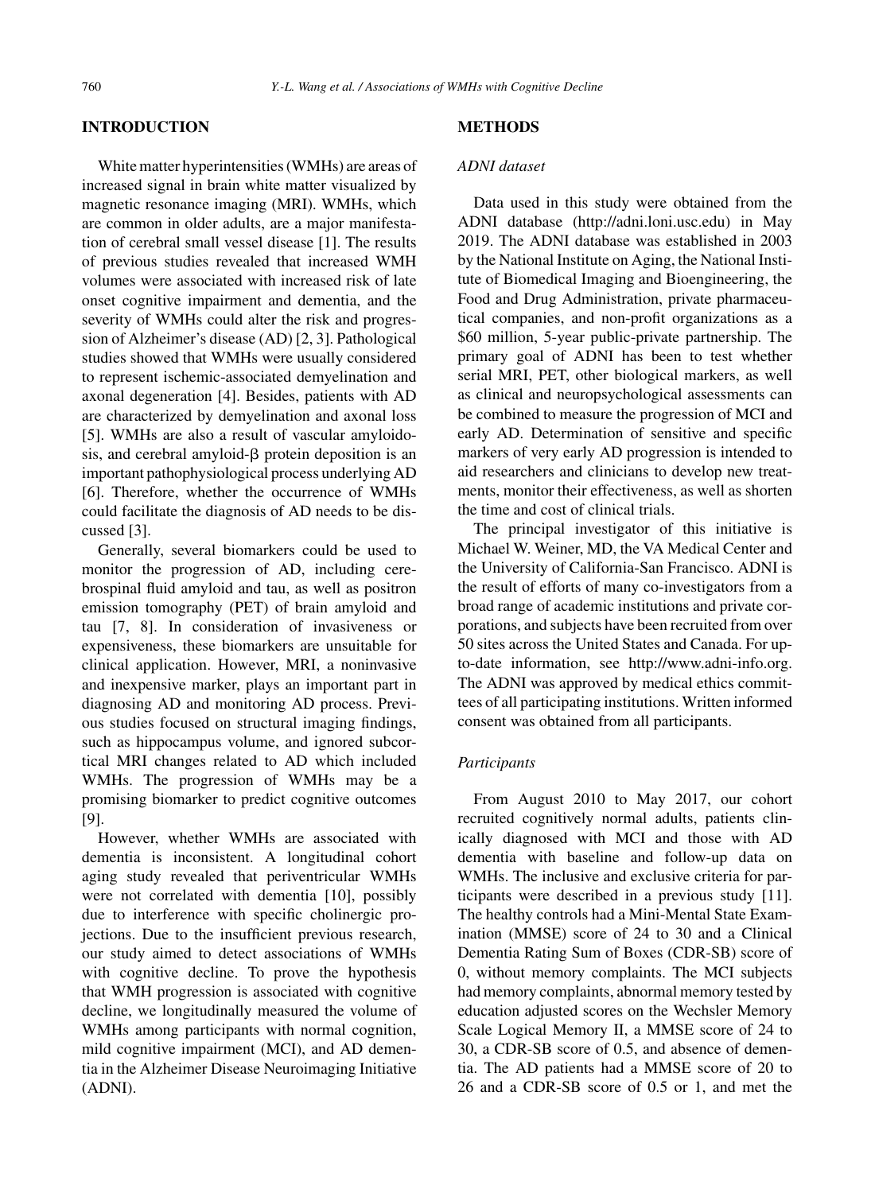## INTRODUCTION

White matter hyperintensities (WMHs) are areas of increased signal in brain white matter visualized by magnetic resonance imaging (MRI). WMHs, which are common in older adults, are a major manifestation of cerebral small vessel disease [1]. The results of previous studies revealed that increased WMH volumes were associated with increased risk of late onset cognitive impairment and dementia, and the severity of WMHs could alter the risk and progression of Alzheimer's disease (AD) [2, 3]. Pathological studies showed that WMHs were usually considered to represent ischemic-associated demyelination and axonal degeneration [4]. Besides, patients with AD are characterized by demyelination and axonal loss [5]. WMHs are also a result of vascular amyloidosis, and cerebral amyloid-β protein deposition is an important pathophysiological process underlying AD [6]. Therefore, whether the occurrence of WMHs could facilitate the diagnosis of AD needs to be discussed [3].

Generally, several biomarkers could be used to monitor the progression of AD, including cerebrospinal fluid amyloid and tau, as well as positron emission tomography (PET) of brain amyloid and tau [7, 8]. In consideration of invasiveness or expensiveness, these biomarkers are unsuitable for clinical application. However, MRI, a noninvasive and inexpensive marker, plays an important part in diagnosing AD and monitoring AD process. Previous studies focused on structural imaging findings, such as hippocampus volume, and ignored subcortical MRI changes related to AD which included WMHs. The progression of WMHs may be a promising biomarker to predict cognitive outcomes [9].

However, whether WMHs are associated with dementia is inconsistent. A longitudinal cohort aging study revealed that periventricular WMHs were not correlated with dementia [10], possibly due to interference with specific cholinergic projections. Due to the insufficient previous research, our study aimed to detect associations of WMHs with cognitive decline. To prove the hypothesis that WMH progression is associated with cognitive decline, we longitudinally measured the volume of WMHs among participants with normal cognition, mild cognitive impairment (MCI), and AD dementia in the Alzheimer Disease Neuroimaging Initiative (ADNI).

## METHODS

### *ADNI dataset*

Data used in this study were obtained from the ADNI database (http://adni.loni.usc.edu) in May 2019. The ADNI database was established in 2003 by the National Institute on Aging, the National Institute of Biomedical Imaging and Bioengineering, the Food and Drug Administration, private pharmaceutical companies, and non-profit organizations as a $60 million, 5-year public-private partnership. The primary goal of ADNI has been to test whether serial MRI, PET, other biological markers, as well as clinical and neuropsychological assessments can be combined to measure the progression of MCI and early AD. Determination of sensitive and specific markers of very early AD progression is intended to aid researchers and clinicians to develop new treatments, monitor their effectiveness, as well as shorten the time and cost of clinical trials.

The principal investigator of this initiative is Michael W. Weiner, MD, the VA Medical Center and the University of California-San Francisco. ADNI is the result of efforts of many co-investigators from a broad range of academic institutions and private corporations, and subjects have been recruited from over 50 sites across the United States and Canada. For up-to-date information, see http://www.adni-info.org. The ADNI was approved by medical ethics committees of all participating institutions. Written informed consent was obtained from all participants.

### *Participants*

From August 2010 to May 2017, our cohort recruited cognitively normal adults, patients clinically diagnosed with MCI and those with AD dementia with baseline and follow-up data on WMHs. The inclusive and exclusive criteria for participants were described in a previous study [11]. The healthy controls had a Mini-Mental State Examination (MMSE) score of 24 to 30 and a Clinical Dementia Rating Sum of Boxes (CDR-SB) score of 0, without memory complaints. The MCI subjects had memory complaints, abnormal memory tested by education adjusted scores on the Wechsler Memory Scale Logical Memory II, a MMSE score of 24 to 30, a CDR-SB score of 0.5, and absence of dementia. The AD patients had a MMSE score of 20 to 26 and a CDR-SB score of 0.5 or 1, and met the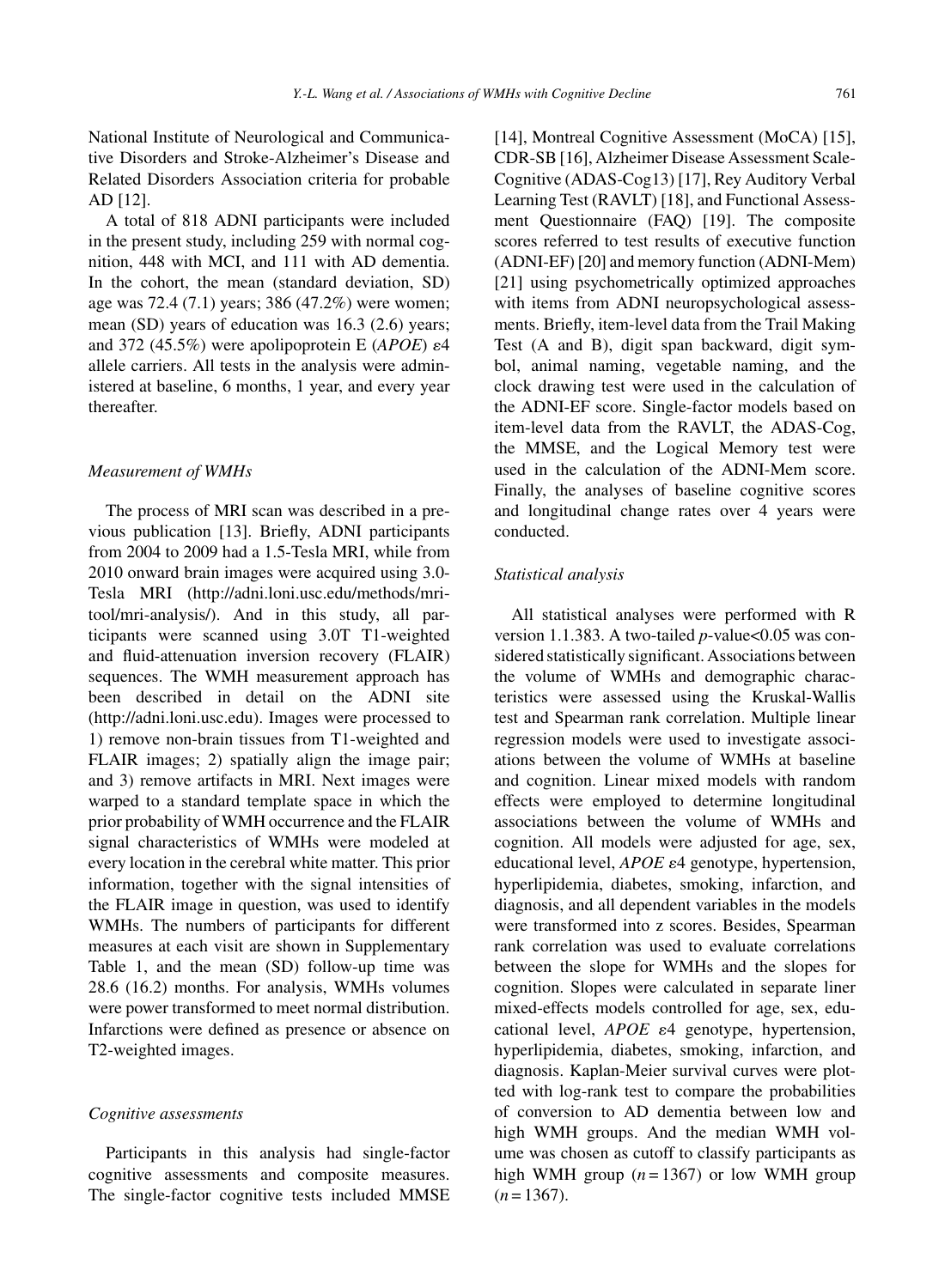National Institute of Neurological and Communicative Disorders and Stroke-Alzheimer's Disease and Related Disorders Association criteria for probable AD [12].

A total of 818 ADNI participants were included in the present study, including 259 with normal cognition, 448 with MCI, and 111 with AD dementia. In the cohort, the mean (standard deviation, SD) age was 72.4 (7.1) years; 386 (47.2%) were women; mean (SD) years of education was 16.3 (2.6) years; and 372 (45.5%) were apolipoprotein E (*APOE*) $\varepsilon$4 allele carriers. All tests in the analysis were administered at baseline, 6 months, 1 year, and every year thereafter.

### *Measurement of WMHs*

The process of MRI scan was described in a previous publication [13]. Briefly, ADNI participants from 2004 to 2009 had a 1.5-Tesla MRI, while from 2010 onward brain images were acquired using 3.0-Tesla MRI (http://adni.loni.usc.edu/methods/mri-tool/mri-analysis/). And in this study, all participants were scanned using 3.0T T1-weighted and fluid-attenuation inversion recovery (FLAIR) sequences. The WMH measurement approach has been described in detail on the ADNI site (http://adni.loni.usc.edu). Images were processed to 1) remove non-brain tissues from T1-weighted and FLAIR images; 2) spatially align the image pair; and 3) remove artifacts in MRI. Next images were warped to a standard template space in which the prior probability of WMH occurrence and the FLAIR signal characteristics of WMHs were modeled at every location in the cerebral white matter. This prior information, together with the signal intensities of the FLAIR image in question, was used to identify WMHs. The numbers of participants for different measures at each visit are shown in Supplementary Table 1, and the mean (SD) follow-up time was 28.6 (16.2) months. For analysis, WMHs volumes were power transformed to meet normal distribution. Infarctions were defined as presence or absence on T2-weighted images.

### *Cognitive assessments*

Participants in this analysis had single-factor cognitive assessments and composite measures. The single-factor cognitive tests included MMSE [14], Montreal Cognitive Assessment (MoCA) [15], CDR-SB [16], Alzheimer Disease Assessment Scale-Cognitive (ADAS-Cog13) [17], Rey Auditory Verbal Learning Test (RAVLT) [18], and Functional Assessment Questionnaire (FAQ) [19]. The composite scores referred to test results of executive function (ADNI-EF) [20] and memory function (ADNI-Mem) [21] using psychometrically optimized approaches with items from ADNI neuropsychological assessments. Briefly, item-level data from the Trail Making Test (A and B), digit span backward, digit symbol, animal naming, vegetable naming, and the clock drawing test were used in the calculation of the ADNI-EF score. Single-factor models based on item-level data from the RAVLT, the ADAS-Cog, the MMSE, and the Logical Memory test were used in the calculation of the ADNI-Mem score. Finally, the analyses of baseline cognitive scores and longitudinal change rates over 4 years were conducted.

### *Statistical analysis*

All statistical analyses were performed with R version 1.1.383. A two-tailed *p*-value<0.05 was considered statistically significant. Associations between the volume of WMHs and demographic characteristics were assessed using the Kruskal-Wallis test and Spearman rank correlation. Multiple linear regression models were used to investigate associations between the volume of WMHs at baseline and cognition. Linear mixed models with random effects were employed to determine longitudinal associations between the volume of WMHs and cognition. All models were adjusted for age, sex, educational level, *APOE* $\varepsilon$4 genotype, hypertension, hyperlipidemia, diabetes, smoking, infarction, and diagnosis, and all dependent variables in the models were transformed into z scores. Besides, Spearman rank correlation was used to evaluate correlations between the slope for WMHs and the slopes for cognition. Slopes were calculated in separate liner mixed-effects models controlled for age, sex, educational level, *APOE* $\varepsilon$4 genotype, hypertension, hyperlipidemia, diabetes, smoking, infarction, and diagnosis. Kaplan-Meier survival curves were plotted with log-rank test to compare the probabilities of conversion to AD dementia between low and high WMH groups. And the median WMH volume was chosen as cutoff to classify participants as high WMH group ($n = 1367$) or low WMH group ($n = 1367$).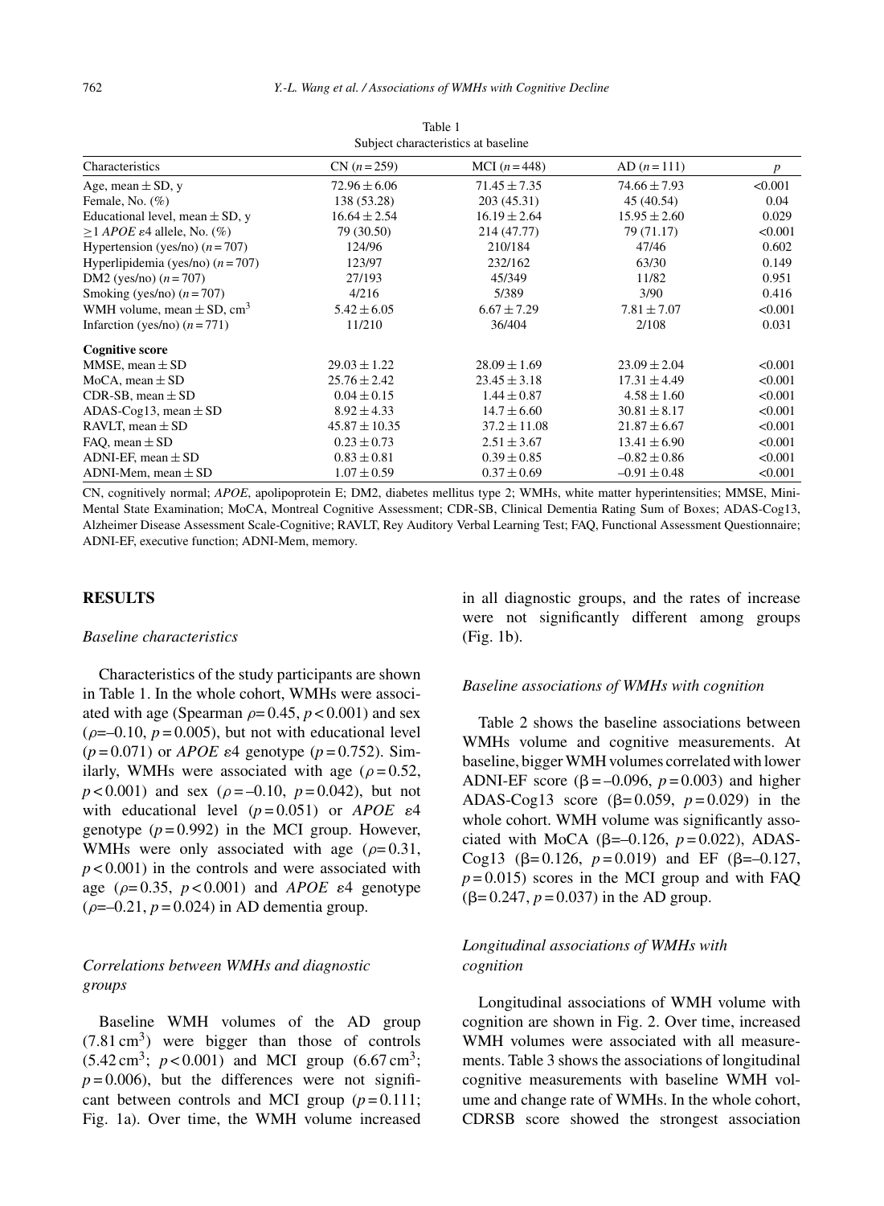Table 1

Subject characteristics at baseline

| Characteristics | CN ($n = 259$) | MCI ($n = 448$) | AD ($n = 111$) | $p$ |
|---|---|---|---|---|
| Age, mean ± SD, y | 72.96 ± 6.06 | 71.45 ± 7.35 | 74.66 ± 7.93 | <0.001 |
| Female, No. (%) | 138 (53.28) | 203 (45.31) | 45 (40.54) | 0.04 |
| Educational level, mean ± SD, y | 16.64 ± 2.54 | 16.19 ± 2.64 | 15.95 ± 2.60 | 0.029 |
| ≥1 *APOE* ε4 allele, No. (%) | 79 (30.50) | 214 (47.77) | 79 (71.17) | <0.001 |
| Hypertension (yes/no) ($n = 707$) | 124/96 | 210/184 | 47/46 | 0.602 |
| Hyperlipidemia (yes/no) ($n = 707$) | 123/97 | 232/162 | 63/30 | 0.149 |
| DM2 (yes/no) ($n = 707$) | 27/193 | 45/349 | 11/82 | 0.951 |
| Smoking (yes/no) ($n = 707$) | 4/216 | 5/389 | 3/90 | 0.416 |
| WMH volume, mean ± SD, $cm^3$ | 5.42 ± 6.05 | 6.67 ± 7.29 | 7.81 ± 7.07 | <0.001 |
| Infarction (yes/no) ($n = 771$) | 11/210 | 36/404 | 2/108 | 0.031 |
| **Cognitive score** | | | | |
| MMSE, mean ± SD | 29.03 ± 1.22 | 28.09 ± 1.69 | 23.09 ± 2.04 | <0.001 |
| MoCA, mean ± SD | 25.76 ± 2.42 | 23.45 ± 3.18 | 17.31 ± 4.49 | <0.001 |
| CDR-SB, mean ± SD | 0.04 ± 0.15 | 1.44 ± 0.87 | 4.58 ± 1.60 | <0.001 |
| ADAS-Cog13, mean ± SD | 8.92 ± 4.33 | 14.7 ± 6.60 | 30.81 ± 8.17 | <0.001 |
| RAVLT, mean ± SD | 45.87 ± 10.35 | 37.2 ± 11.08 | 21.87 ± 6.67 | <0.001 |
| FAQ, mean ± SD | 0.23 ± 0.73 | 2.51 ± 3.67 | 13.41 ± 6.90 | <0.001 |
| ADNI-EF, mean ± SD | 0.83 ± 0.81 | 0.39 ± 0.85 | –0.82 ± 0.86 | <0.001 |
| ADNI-Mem, mean ± SD | 1.07 ± 0.59 | 0.37 ± 0.69 | –0.91 ± 0.48 | <0.001 |

CN, cognitively normal; *APOE*, apolipoprotein E; DM2, diabetes mellitus type 2; WMHs, white matter hyperintensities; MMSE, Mini-Mental State Examination; MoCA, Montreal Cognitive Assessment; CDR-SB, Clinical Dementia Rating Sum of Boxes; ADAS-Cog13, Alzheimer Disease Assessment Scale-Cognitive; RAVLT, Rey Auditory Verbal Learning Test; FAQ, Functional Assessment Questionnaire; ADNI-EF, executive function; ADNI-Mem, memory.

## RESULTS

### *Baseline characteristics*

Characteristics of the study participants are shown in Table 1. In the whole cohort, WMHs were associated with age (Spearman $\rho = 0.45$, $p < 0.001$) and sex ($\rho = –0.10$, $p = 0.005$), but not with educational level ($p = 0.071$) or *APOE* ε4 genotype ($p = 0.752$). Similarly, WMHs were associated with age ($\rho = 0.52$, $p < 0.001$) and sex ($\rho = –0.10$, $p = 0.042$), but not with educational level ($p = 0.051$) or *APOE* ε4 genotype ($p = 0.992$) in the MCI group. However, WMHs were only associated with age ($\rho = 0.31$, $p < 0.001$) in the controls and were associated with age ($\rho = 0.35$, $p < 0.001$) and *APOE* ε4 genotype ($\rho = –0.21$, $p = 0.024$) in AD dementia group.

### *Correlations between WMHs and diagnostic groups*

Baseline WMH volumes of the AD group ($7.81\,cm^3$) were bigger than those of controls ($5.42\,cm^3$; $p < 0.001$) and MCI group ($6.67\,cm^3$; $p = 0.006$), but the differences were not significant between controls and MCI group ($p = 0.111$; Fig. 1a). Over time, the WMH volume increased in all diagnostic groups, and the rates of increase were not significantly different among groups (Fig. 1b).

### *Baseline associations of WMHs with cognition*

Table 2 shows the baseline associations between WMHs volume and cognitive measurements. At baseline, bigger WMH volumes correlated with lower ADNI-EF score ($\beta = –0.096$, $p = 0.003$) and higher ADAS-Cog13 score ($\beta = 0.059$, $p = 0.029$) in the whole cohort. WMH volume was significantly associated with MoCA ($\beta = –0.126$, $p = 0.022$), ADAS-Cog13 ($\beta = 0.126$, $p = 0.019$) and EF ($\beta = –0.127$, $p = 0.015$) scores in the MCI group and with FAQ ($\beta = 0.247$, $p = 0.037$) in the AD group.

### *Longitudinal associations of WMHs with cognition*

Longitudinal associations of WMH volume with cognition are shown in Fig. 2. Over time, increased WMH volumes were associated with all measurements. Table 3 shows the associations of longitudinal cognitive measurements with baseline WMH volume and change rate of WMHs. In the whole cohort, CDRSB score showed the strongest association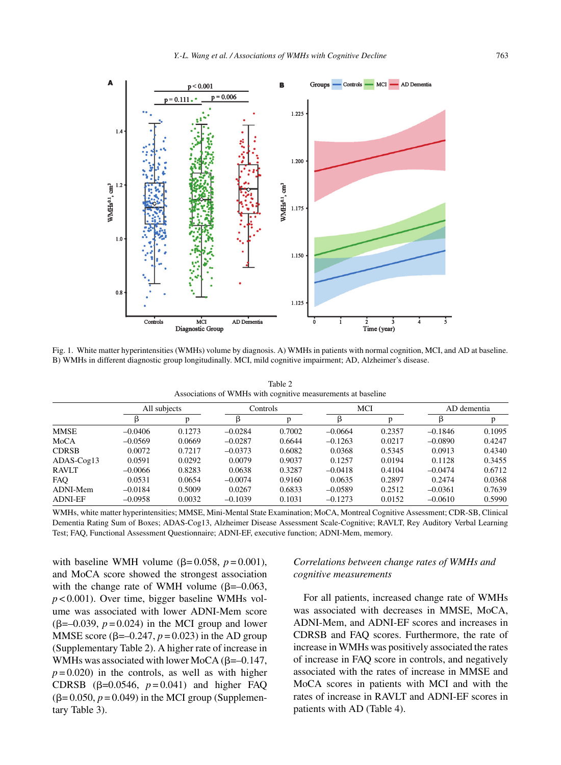Fig. 1. White matter hyperintensities (WMHs) volume by diagnosis. A) WMHs in patients with normal cognition, MCI, and AD at baseline. B) WMHs in different diagnostic group longitudinally. MCI, mild cognitive impairment; AD, Alzheimer's disease.

Table 2
Associations of WMHs with cognitive measurements at baseline

| | All subjects | | Controls | | MCI | | AD dementia | |
|---|---|---|---|---|---|---|---|---|
| | β | p | β | p | β | p | β | p |
| MMSE | –0.0406 | 0.1273 | –0.0284 | 0.7002 | –0.0664 | 0.2357 | –0.1846 | 0.1095 |
| MoCA | –0.0569 | 0.0669 | –0.0287 | 0.6644 | –0.1263 | 0.0217 | –0.0890 | 0.4247 |
| CDRSB | 0.0072 | 0.7217 | –0.0373 | 0.6082 | 0.0368 | 0.5345 | 0.0913 | 0.4340 |
| ADAS-Cog13 | 0.0591 | 0.0292 | 0.0079 | 0.9037 | 0.1257 | 0.0194 | 0.1128 | 0.3455 |
| RAVLT | –0.0066 | 0.8283 | 0.0638 | 0.3287 | –0.0418 | 0.4104 | –0.0474 | 0.6712 |
| FAQ | 0.0531 | 0.0654 | –0.0074 | 0.9160 | 0.0635 | 0.2897 | 0.2474 | 0.0368 |
| ADNI-Mem | –0.0184 | 0.5009 | 0.0267 | 0.6833 | –0.0589 | 0.2512 | –0.0361 | 0.7639 |
| ADNI-EF | –0.0958 | 0.0032 | –0.1039 | 0.1031 | –0.1273 | 0.0152 | –0.0610 | 0.5990 |

WMHs, white matter hyperintensities; MMSE, Mini-Mental State Examination; MoCA, Montreal Cognitive Assessment; CDR-SB, Clinical Dementia Rating Sum of Boxes; ADAS-Cog13, Alzheimer Disease Assessment Scale-Cognitive; RAVLT, Rey Auditory Verbal Learning Test; FAQ, Functional Assessment Questionnaire; ADNI-EF, executive function; ADNI-Mem, memory.

with baseline WMH volume (β = 0.058, $p = 0.001$), and MoCA score showed the strongest association with the change rate of WMH volume (β = –0.063, $p < 0.001$). Over time, bigger baseline WMHs volume was associated with lower ADNI-Mem score (β = –0.039, $p = 0.024$) in the MCI group and lower MMSE score (β = –0.247, $p = 0.023$) in the AD group (Supplementary Table 2). A higher rate of increase in WMHs was associated with lower MoCA (β = –0.147, $p = 0.020$) in the controls, as well as with higher CDRSB (β = 0.0546, $p = 0.041$) and higher FAQ (β = 0.050, $p = 0.049$) in the MCI group (Supplementary Table 3).

### *Correlations between change rates of WMHs and cognitive measurements*

For all patients, increased change rate of WMHs was associated with decreases in MMSE, MoCA, ADNI-Mem, and ADNI-EF scores and increases in CDRSB and FAQ scores. Furthermore, the rate of increase in WMHs was positively associated the rates of increase in FAQ score in controls, and negatively associated with the rates of increase in MMSE and MoCA scores in patients with MCI and with the rates of increase in RAVLT and ADNI-EF scores in patients with AD (Table 4).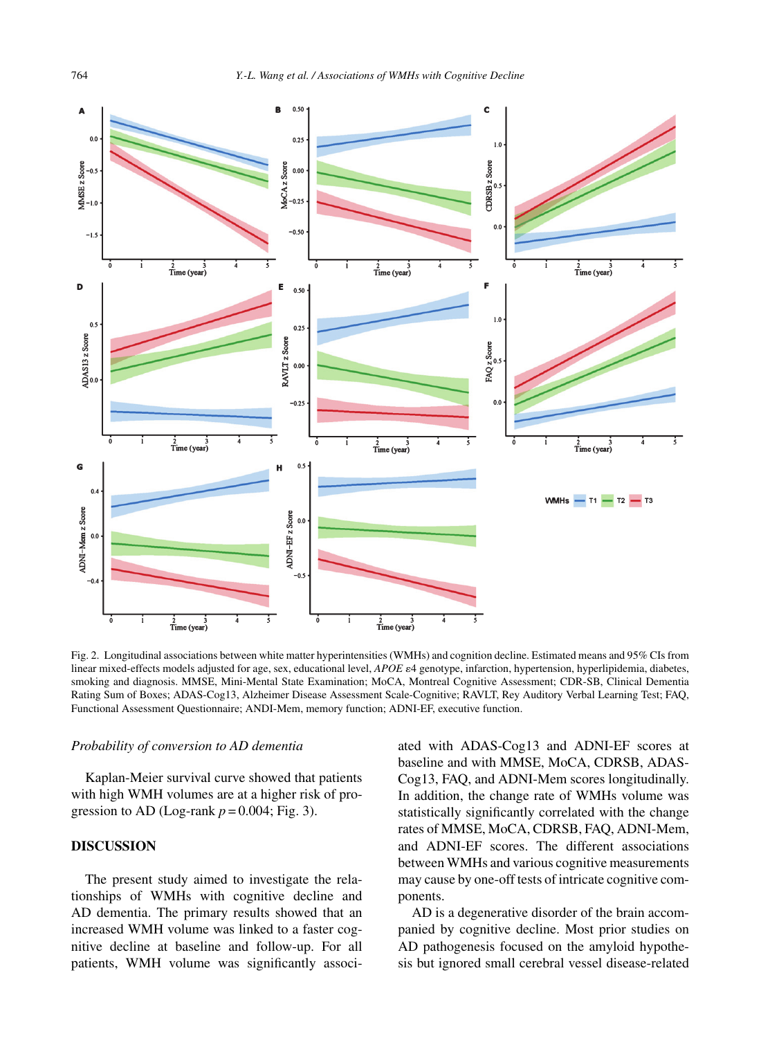Fig. 2. Longitudinal associations between white matter hyperintensities (WMHs) and cognition decline. Estimated means and 95% CIs from linear mixed-effects models adjusted for age, sex, educational level, *APOE* ε4 genotype, infarction, hypertension, hyperlipidemia, diabetes, smoking and diagnosis. MMSE, Mini-Mental State Examination; MoCA, Montreal Cognitive Assessment; CDR-SB, Clinical Dementia Rating Sum of Boxes; ADAS-Cog13, Alzheimer Disease Assessment Scale-Cognitive; RAVLT, Rey Auditory Verbal Learning Test; FAQ, Functional Assessment Questionnaire; ANDI-Mem, memory function; ADNI-EF, executive function.

### *Probability of conversion to AD dementia*

Kaplan-Meier survival curve showed that patients with high WMH volumes are at a higher risk of progression to AD (Log-rank $p = 0.004$; Fig. 3).

## DISCUSSION

The present study aimed to investigate the relationships of WMHs with cognitive decline and AD dementia. The primary results showed that an increased WMH volume was linked to a faster cognitive decline at baseline and follow-up. For all patients, WMH volume was significantly associated with ADAS-Cog13 and ADNI-EF scores at baseline and with MMSE, MoCA, CDRSB, ADAS-Cog13, FAQ, and ADNI-Mem scores longitudinally. In addition, the change rate of WMHs volume was statistically significantly correlated with the change rates of MMSE, MoCA, CDRSB, FAQ, ADNI-Mem, and ADNI-EF scores. The different associations between WMHs and various cognitive measurements may cause by one-off tests of intricate cognitive components.

AD is a degenerative disorder of the brain accompanied by cognitive decline. Most prior studies on AD pathogenesis focused on the amyloid hypothesis but ignored small cerebral vessel disease-related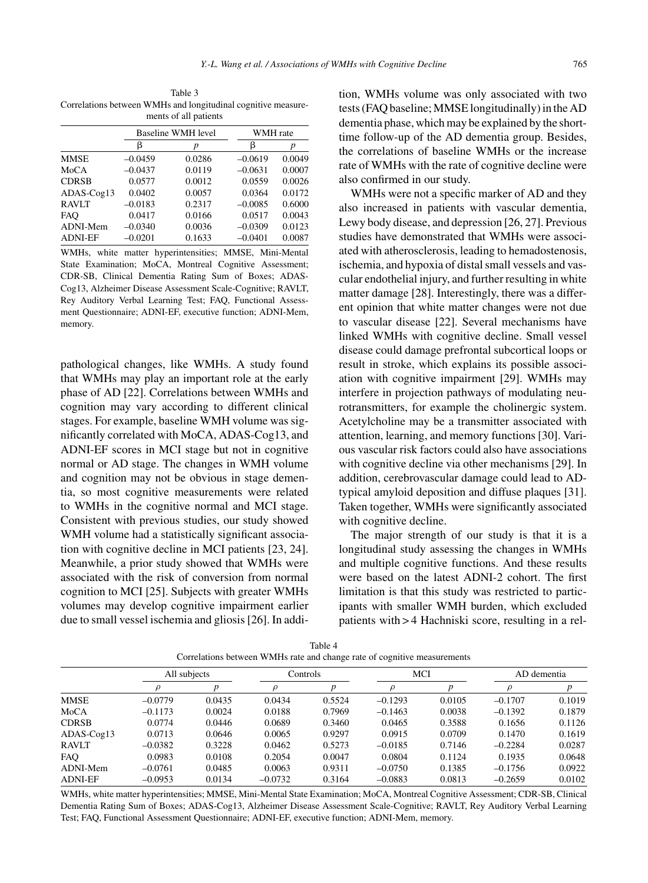Table 3
Correlations between WMHs and longitudinal cognitive measurements of all patients

| | Baseline WMH level | | WMH rate | |
|---|---|---|---|---|
| | β | *p* | β | *p* |
| MMSE | –0.0459 | 0.0286 | –0.0619 | 0.0049 |
| MoCA | –0.0437 | 0.0119 | –0.0631 | 0.0007 |
| CDRSB | 0.0577 | 0.0012 | 0.0559 | 0.0026 |
| ADAS-Cog13 | 0.0402 | 0.0057 | 0.0364 | 0.0172 |
| RAVLT | –0.0183 | 0.2317 | –0.0085 | 0.6000 |
| FAQ | 0.0417 | 0.0166 | 0.0517 | 0.0043 |
| ADNI-Mem | –0.0340 | 0.0036 | –0.0309 | 0.0123 |
| ADNI-EF | –0.0201 | 0.1633 | –0.0401 | 0.0087 |

WMHs, white matter hyperintensities; MMSE, Mini-Mental State Examination; MoCA, Montreal Cognitive Assessment; CDR-SB, Clinical Dementia Rating Sum of Boxes; ADAS-Cog13, Alzheimer Disease Assessment Scale-Cognitive; RAVLT, Rey Auditory Verbal Learning Test; FAQ, Functional Assessment Questionnaire; ADNI-EF, executive function; ADNI-Mem, memory.

pathological changes, like WMHs. A study found that WMHs may play an important role at the early phase of AD [22]. Correlations between WMHs and cognition may vary according to different clinical stages. For example, baseline WMH volume was significantly correlated with MoCA, ADAS-Cog13, and ADNI-EF scores in MCI stage but not in cognitive normal or AD stage. The changes in WMH volume and cognition may not be obvious in stage dementia, so most cognitive measurements were related to WMHs in the cognitive normal and MCI stage. Consistent with previous studies, our study showed WMH volume had a statistically significant association with cognitive decline in MCI patients [23, 24]. Meanwhile, a prior study showed that WMHs were associated with the risk of conversion from normal cognition to MCI [25]. Subjects with greater WMHs volumes may develop cognitive impairment earlier due to small vessel ischemia and gliosis [26]. In addition, WMHs volume was only associated with two tests (FAQ baseline; MMSE longitudinally) in the AD dementia phase, which may be explained by the short-time follow-up of the AD dementia group. Besides, the correlations of baseline WMHs or the increase rate of WMHs with the rate of cognitive decline were also confirmed in our study.

WMHs were not a specific marker of AD and they also increased in patients with vascular dementia, Lewy body disease, and depression [26, 27]. Previous studies have demonstrated that WMHs were associated with atherosclerosis, leading to hemadostenosis, ischemia, and hypoxia of distal small vessels and vascular endothelial injury, and further resulting in white matter damage [28]. Interestingly, there was a different opinion that white matter changes were not due to vascular disease [22]. Several mechanisms have linked WMHs with cognitive decline. Small vessel disease could damage prefrontal subcortical loops or result in stroke, which explains its possible association with cognitive impairment [29]. WMHs may interfere in projection pathways of modulating neurotransmitters, for example the cholinergic system. Acetylcholine may be a transmitter associated with attention, learning, and memory functions [30]. Various vascular risk factors could also have associations with cognitive decline via other mechanisms [29]. In addition, cerebrovascular damage could lead to AD-typical amyloid deposition and diffuse plaques [31]. Taken together, WMHs were significantly associated with cognitive decline.

The major strength of our study is that it is a longitudinal study assessing the changes in WMHs and multiple cognitive functions. And these results were based on the latest ADNI-2 cohort. The first limitation is that this study was restricted to participants with smaller WMH burden, which excluded patients with > 4 Hachniski score, resulting in a rel-

Table 4
Correlations between WMHs rate and change rate of cognitive measurements

| | All subjects | | Controls | | MCI | | AD dementia | |
|---|---|---|---|---|---|---|---|---|
| | $\rho$ | *p* | $\rho$ | *p* | $\rho$ | *p* | $\rho$ | *p* |
| MMSE | –0.0779 | 0.0435 | 0.0434 | 0.5524 | –0.1293 | 0.0105 | –0.1707 | 0.1019 |
| MoCA | –0.1173 | 0.0024 | 0.0188 | 0.7969 | –0.1463 | 0.0038 | –0.1392 | 0.1879 |
| CDRSB | 0.0774 | 0.0446 | 0.0689 | 0.3460 | 0.0465 | 0.3588 | 0.1656 | 0.1126 |
| ADAS-Cog13 | 0.0713 | 0.0646 | 0.0065 | 0.9297 | 0.0915 | 0.0709 | 0.1470 | 0.1619 |
| RAVLT | –0.0382 | 0.3228 | 0.0462 | 0.5273 | –0.0185 | 0.7146 | –0.2284 | 0.0287 |
| FAQ | 0.0983 | 0.0108 | 0.2054 | 0.0047 | 0.0804 | 0.1124 | 0.1935 | 0.0648 |
| ADNI-Mem | –0.0761 | 0.0485 | 0.0063 | 0.9311 | –0.0750 | 0.1385 | –0.1756 | 0.0922 |
| ADNI-EF | –0.0953 | 0.0134 | –0.0732 | 0.3164 | –0.0883 | 0.0813 | –0.2659 | 0.0102 |

WMHs, white matter hyperintensities; MMSE, Mini-Mental State Examination; MoCA, Montreal Cognitive Assessment; CDR-SB, Clinical Dementia Rating Sum of Boxes; ADAS-Cog13, Alzheimer Disease Assessment Scale-Cognitive; RAVLT, Rey Auditory Verbal Learning Test; FAQ, Functional Assessment Questionnaire; ADNI-EF, executive function; ADNI-Mem, memory.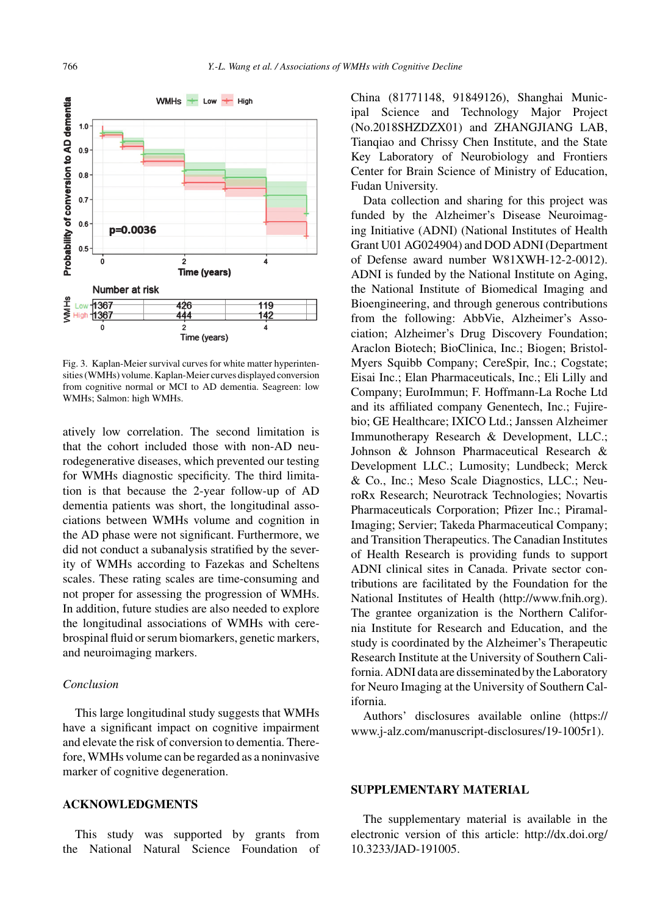Fig. 3. Kaplan-Meier survival curves for white matter hyperintensities (WMHs) volume. Kaplan-Meier curves displayed conversion from cognitive normal or MCI to AD dementia. Seagreen: low WMHs; Salmon: high WMHs.

atively low correlation. The second limitation is that the cohort included those with non-AD neurodegenerative diseases, which prevented our testing for WMHs diagnostic specificity. The third limitation is that because the 2-year follow-up of AD dementia patients was short, the longitudinal associations between WMHs volume and cognition in the AD phase were not significant. Furthermore, we did not conduct a subanalysis stratified by the severity of WMHs according to Fazekas and Scheltens scales. These rating scales are time-consuming and not proper for assessing the progression of WMHs. In addition, future studies are also needed to explore the longitudinal associations of WMHs with cerebrospinal fluid or serum biomarkers, genetic markers, and neuroimaging markers.

*Conclusion*

This large longitudinal study suggests that WMHs have a significant impact on cognitive impairment and elevate the risk of conversion to dementia. Therefore, WMHs volume can be regarded as a noninvasive marker of cognitive degeneration.

## ACKNOWLEDGMENTS

This study was supported by grants from the National Natural Science Foundation of China (81771148, 91849126), Shanghai Municipal Science and Technology Major Project (No.2018SHZDZX01) and ZHANGJIANG LAB, Tianqiao and Chrissy Chen Institute, and the State Key Laboratory of Neurobiology and Frontiers Center for Brain Science of Ministry of Education, Fudan University.

Data collection and sharing for this project was funded by the Alzheimer's Disease Neuroimaging Initiative (ADNI) (National Institutes of Health Grant U01 AG024904) and DOD ADNI (Department of Defense award number W81XWH-12-2-0012). ADNI is funded by the National Institute on Aging, the National Institute of Biomedical Imaging and Bioengineering, and through generous contributions from the following: AbbVie, Alzheimer's Association; Alzheimer's Drug Discovery Foundation; Araclon Biotech; BioClinica, Inc.; Biogen; Bristol-Myers Squibb Company; CereSpir, Inc.; Cogstate; Eisai Inc.; Elan Pharmaceuticals, Inc.; Eli Lilly and Company; EuroImmun; F. Hoffmann-La Roche Ltd and its affiliated company Genentech, Inc.; Fujirebio; GE Healthcare; IXICO Ltd.; Janssen Alzheimer Immunotherapy Research & Development, LLC.; Johnson & Johnson Pharmaceutical Research & Development LLC.; Lumosity; Lundbeck; Merck & Co., Inc.; Meso Scale Diagnostics, LLC.; NeuroRx Research; Neurotrack Technologies; Novartis Pharmaceuticals Corporation; Pfizer Inc.; Piramal Imaging; Servier; Takeda Pharmaceutical Company; and Transition Therapeutics. The Canadian Institutes of Health Research is providing funds to support ADNI clinical sites in Canada. Private sector contributions are facilitated by the Foundation for the National Institutes of Health (http://www.fnih.org). The grantee organization is the Northern California Institute for Research and Education, and the study is coordinated by the Alzheimer's Therapeutic Research Institute at the University of Southern California. ADNI data are disseminated by the Laboratory for Neuro Imaging at the University of Southern California.

Authors' disclosures available online (https://www.j-alz.com/manuscript-disclosures/19-1005r1).

## SUPPLEMENTARY MATERIAL

The supplementary material is available in the electronic version of this article: http://dx.doi.org/10.3233/JAD-191005.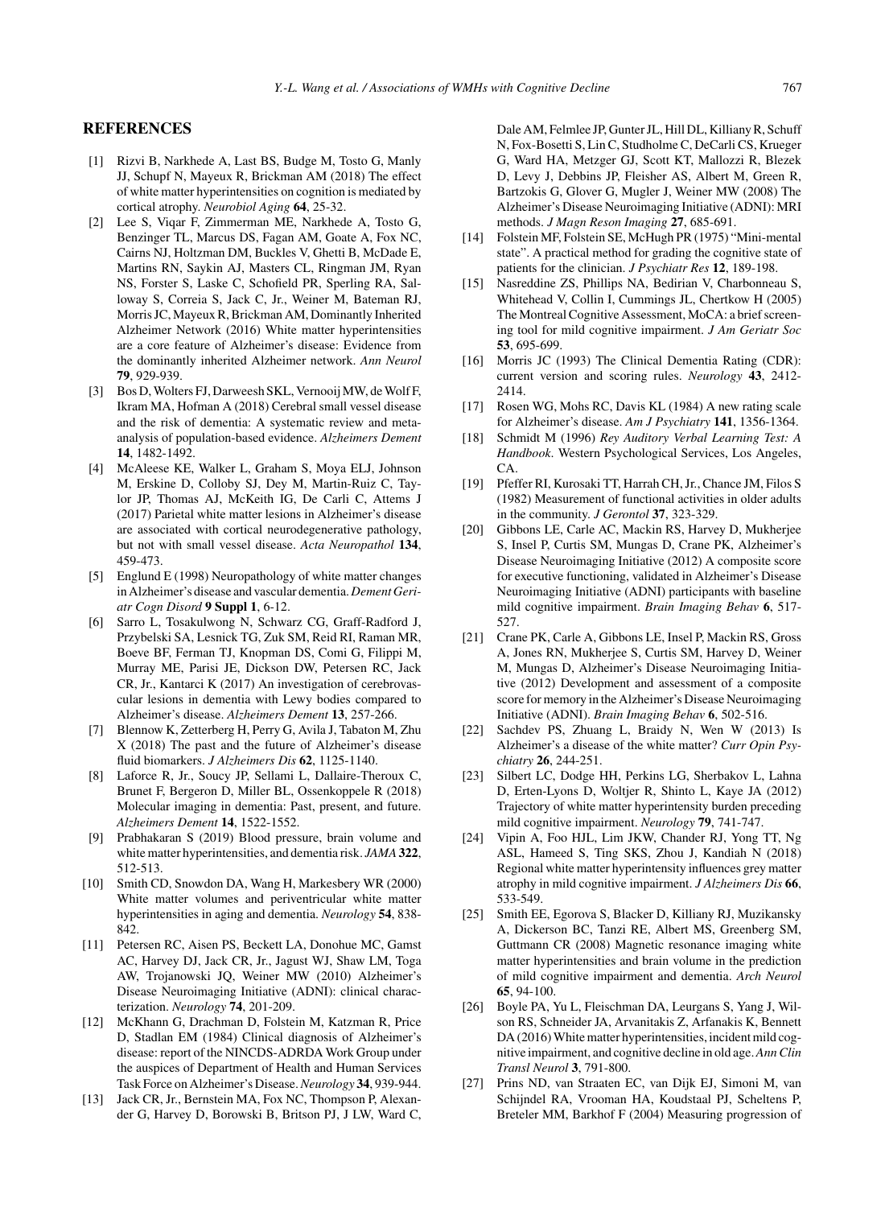## REFERENCES

[1] Rizvi B, Narkhede A, Last BS, Budge M, Tosto G, Manly JJ, Schupf N, Mayeux R, Brickman AM (2018) The effect of white matter hyperintensities on cognition is mediated by cortical atrophy. *Neurobiol Aging* **64**, 25-32.

[2] Lee S, Viqar F, Zimmerman ME, Narkhede A, Tosto G, Benzinger TL, Marcus DS, Fagan AM, Goate A, Fox NC, Cairns NJ, Holtzman DM, Buckles V, Ghetti B, McDade E, Martins RN, Saykin AJ, Masters CL, Ringman JM, Ryan NS, Forster S, Laske C, Schofield PR, Sperling RA, Salloway S, Correia S, Jack C, Jr., Weiner M, Bateman RJ, Morris JC, Mayeux R, Brickman AM, Dominantly Inherited Alzheimer Network (2016) White matter hyperintensities are a core feature of Alzheimer's disease: Evidence from the dominantly inherited Alzheimer network. *Ann Neurol* **79**, 929-939.

[3] Bos D, Wolters FJ, Darweesh SKL, Vernooij MW, de Wolf F, Ikram MA, Hofman A (2018) Cerebral small vessel disease and the risk of dementia: A systematic review and meta-analysis of population-based evidence. *Alzheimers Dement* **14**, 1482-1492.

[4] McAleese KE, Walker L, Graham S, Moya ELJ, Johnson M, Erskine D, Colloby SJ, Dey M, Martin-Ruiz C, Taylor JP, Thomas AJ, McKeith IG, De Carli C, Attems J (2017) Parietal white matter lesions in Alzheimer's disease are associated with cortical neurodegenerative pathology, but not with small vessel disease. *Acta Neuropathol* **134**, 459-473.

[5] Englund E (1998) Neuropathology of white matter changes in Alzheimer's disease and vascular dementia. *Dement Geriatr Cogn Disord* **9 Suppl 1**, 6-12.

[6] Sarro L, Tosakulwong N, Schwarz CG, Graff-Radford J, Przybelski SA, Lesnick TG, Zuk SM, Reid RI, Raman MR, Boeve BF, Ferman TJ, Knopman DS, Comi G, Filippi M, Murray ME, Parisi JE, Dickson DW, Petersen RC, Jack CR, Jr., Kantarci K (2017) An investigation of cerebrovascular lesions in dementia with Lewy bodies compared to Alzheimer's disease. *Alzheimers Dement* **13**, 257-266.

[7] Blennow K, Zetterberg H, Perry G, Avila J, Tabaton M, Zhu X (2018) The past and the future of Alzheimer's disease fluid biomarkers. *J Alzheimers Dis* **62**, 1125-1140.

[8] Laforce R, Jr., Soucy JP, Sellami L, Dallaire-Theroux C, Brunet F, Bergeron D, Miller BL, Ossenkoppele R (2018) Molecular imaging in dementia: Past, present, and future. *Alzheimers Dement* **14**, 1522-1552.

[9] Prabhakaran S (2019) Blood pressure, brain volume and white matter hyperintensities, and dementia risk. *JAMA* **322**, 512-513.

[10] Smith CD, Snowdon DA, Wang H, Markesbery WR (2000) White matter volumes and periventricular white matter hyperintensities in aging and dementia. *Neurology* **54**, 838-842.

[11] Petersen RC, Aisen PS, Beckett LA, Donohue MC, Gamst AC, Harvey DJ, Jack CR, Jr., Jagust WJ, Shaw LM, Toga AW, Trojanowski JQ, Weiner MW (2010) Alzheimer's Disease Neuroimaging Initiative (ADNI): clinical characterization. *Neurology* **74**, 201-209.

[12] McKhann G, Drachman D, Folstein M, Katzman R, Price D, Stadlan EM (1984) Clinical diagnosis of Alzheimer's disease: report of the NINCDS-ADRDA Work Group under the auspices of Department of Health and Human Services Task Force on Alzheimer's Disease. *Neurology* **34**, 939-944.

[13] Jack CR, Jr., Bernstein MA, Fox NC, Thompson P, Alexander G, Harvey D, Borowski B, Britson PJ, J LW, Ward C, Dale AM, Felmlee JP, Gunter JL, Hill DL, Killiany R, Schuff N, Fox-Bosetti S, Lin C, Studholme C, DeCarli CS, Krueger G, Ward HA, Metzger GJ, Scott KT, Mallozzi R, Blezek D, Levy J, Debbins JP, Fleisher AS, Albert M, Green R, Bartzokis G, Glover G, Mugler J, Weiner MW (2008) The Alzheimer's Disease Neuroimaging Initiative (ADNI): MRI methods. *J Magn Reson Imaging* **27**, 685-691.

[14] Folstein MF, Folstein SE, McHugh PR (1975) "Mini-mental state". A practical method for grading the cognitive state of patients for the clinician. *J Psychiatr Res* **12**, 189-198.

[15] Nasreddine ZS, Phillips NA, Bedirian V, Charbonneau S, Whitehead V, Collin I, Cummings JL, Chertkow H (2005) The Montreal Cognitive Assessment, MoCA: a brief screening tool for mild cognitive impairment. *J Am Geriatr Soc* **53**, 695-699.

[16] Morris JC (1993) The Clinical Dementia Rating (CDR): current version and scoring rules. *Neurology* **43**, 2412-2414.

[17] Rosen WG, Mohs RC, Davis KL (1984) A new rating scale for Alzheimer's disease. *Am J Psychiatry* **141**, 1356-1364.

[18] Schmidt M (1996) *Rey Auditory Verbal Learning Test: A Handbook*. Western Psychological Services, Los Angeles, CA.

[19] Pfeffer RI, Kurosaki TT, Harrah CH, Jr., Chance JM, Filos S (1982) Measurement of functional activities in older adults in the community. *J Gerontol* **37**, 323-329.

[20] Gibbons LE, Carle AC, Mackin RS, Harvey D, Mukherjee S, Insel P, Curtis SM, Mungas D, Crane PK, Alzheimer's Disease Neuroimaging Initiative (2012) A composite score for executive functioning, validated in Alzheimer's Disease Neuroimaging Initiative (ADNI) participants with baseline mild cognitive impairment. *Brain Imaging Behav* **6**, 517-527.

[21] Crane PK, Carle A, Gibbons LE, Insel P, Mackin RS, Gross A, Jones RN, Mukherjee S, Curtis SM, Harvey D, Weiner M, Mungas D, Alzheimer's Disease Neuroimaging Initiative (2012) Development and assessment of a composite score for memory in the Alzheimer's Disease Neuroimaging Initiative (ADNI). *Brain Imaging Behav* **6**, 502-516.

[22] Sachdev PS, Zhuang L, Braidy N, Wen W (2013) Is Alzheimer's a disease of the white matter? *Curr Opin Psychiatry* **26**, 244-251.

[23] Silbert LC, Dodge HH, Perkins LG, Sherbakov L, Lahna D, Erten-Lyons D, Woltjer R, Shinto L, Kaye JA (2012) Trajectory of white matter hyperintensity burden preceding mild cognitive impairment. *Neurology* **79**, 741-747.

[24] Vipin A, Foo HJL, Lim JKW, Chander RJ, Yong TT, Ng ASL, Hameed S, Ting SKS, Zhou J, Kandiah N (2018) Regional white matter hyperintensity influences grey matter atrophy in mild cognitive impairment. *J Alzheimers Dis* **66**, 533-549.

[25] Smith EE, Egorova S, Blacker D, Killiany RJ, Muzikansky A, Dickerson BC, Tanzi RE, Albert MS, Greenberg SM, Guttmann CR (2008) Magnetic resonance imaging white matter hyperintensities and brain volume in the prediction of mild cognitive impairment and dementia. *Arch Neurol* **65**, 94-100.

[26] Boyle PA, Yu L, Fleischman DA, Leurgans S, Yang J, Wilson RS, Schneider JA, Arvanitakis Z, Arfanakis K, Bennett DA (2016) White matter hyperintensities, incident mild cognitive impairment, and cognitive decline in old age. *Ann Clin Transl Neurol* **3**, 791-800.

[27] Prins ND, van Straaten EC, van Dijk EJ, Simoni M, van Schijndel RA, Vrooman HA, Koudstaal PJ, Scheltens P, Breteler MM, Barkhof F (2004) Measuring progression of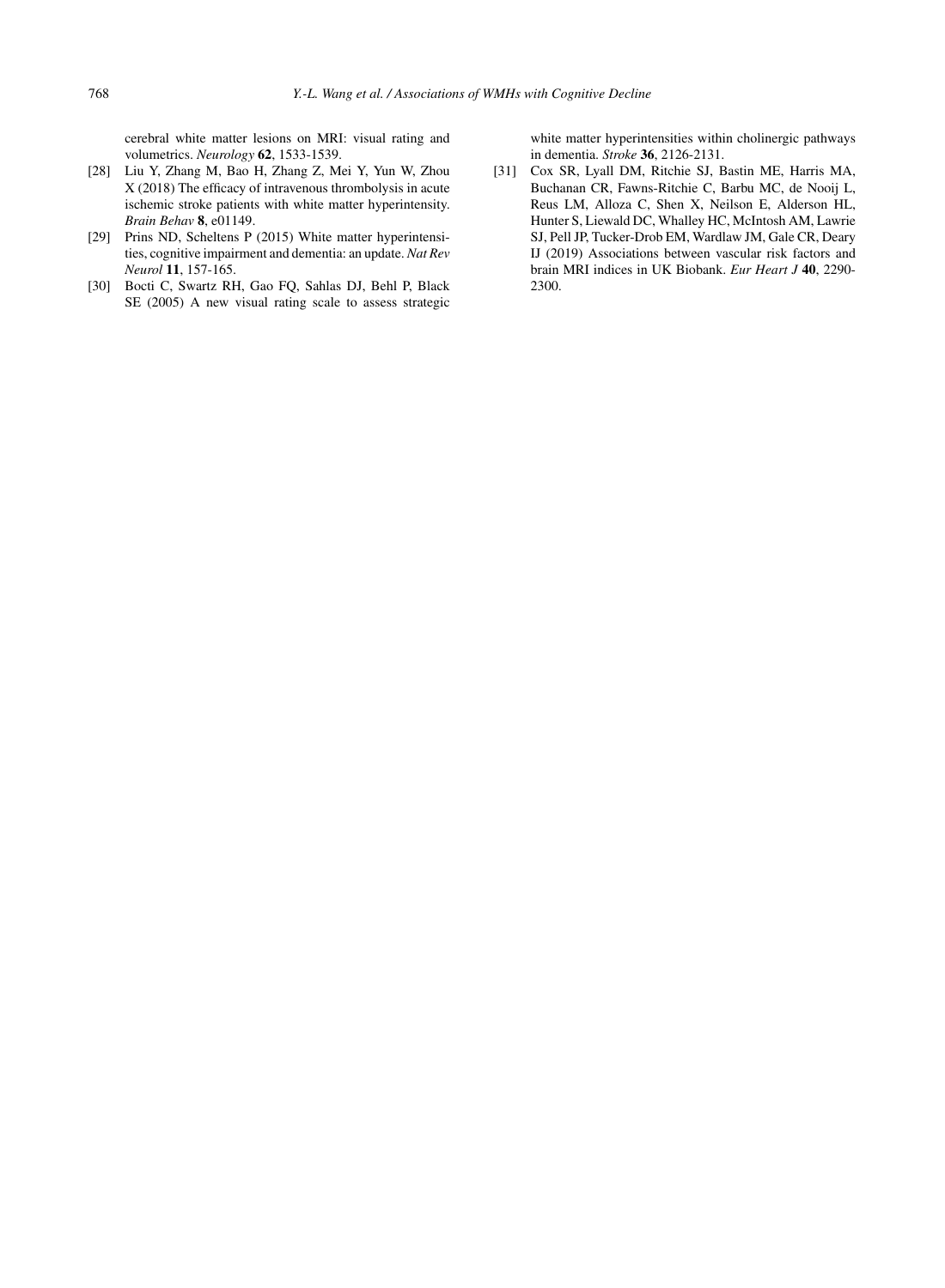cerebral white matter lesions on MRI: visual rating and volumetrics. *Neurology* **62**, 1533-1539.

[28] Liu Y, Zhang M, Bao H, Zhang Z, Mei Y, Yun W, Zhou X (2018) The efficacy of intravenous thrombolysis in acute ischemic stroke patients with white matter hyperintensity. *Brain Behav* **8**, e01149.

[29] Prins ND, Scheltens P (2015) White matter hyperintensities, cognitive impairment and dementia: an update. *Nat Rev Neurol* **11**, 157-165.

[30] Bocti C, Swartz RH, Gao FQ, Sahlas DJ, Behl P, Black SE (2005) A new visual rating scale to assess strategic white matter hyperintensities within cholinergic pathways in dementia. *Stroke* **36**, 2126-2131.

[31] Cox SR, Lyall DM, Ritchie SJ, Bastin ME, Harris MA, Buchanan CR, Fawns-Ritchie C, Barbu MC, de Nooij L, Reus LM, Alloza C, Shen X, Neilson E, Alderson HL, Hunter S, Liewald DC, Whalley HC, McIntosh AM, Lawrie SJ, Pell JP, Tucker-Drob EM, Wardlaw JM, Gale CR, Deary IJ (2019) Associations between vascular risk factors and brain MRI indices in UK Biobank. *Eur Heart J* **40**, 2290-2300.